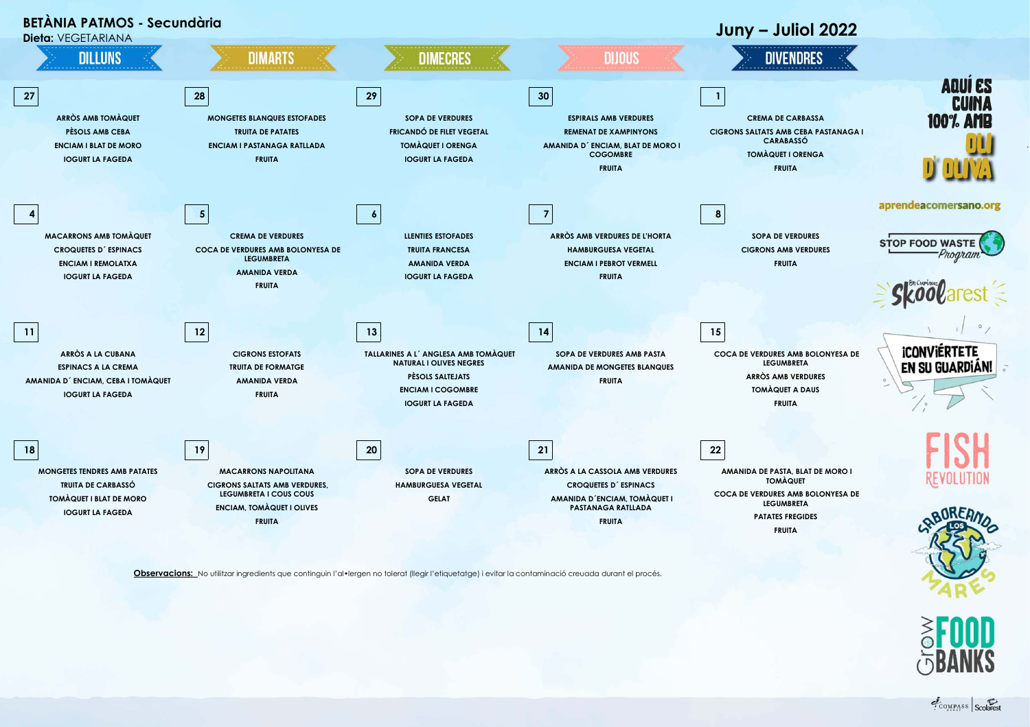# BETÀNIA PATMOS - Secundària

**Dieta:** VEGETARIANA

## Juny – Juliol 2022

| DILLUNS | DIMARTS | DIMECRES | DIJOUS | DIVENDRES |
|---|---|---|---|---|
| **27** | **28** | **29** | **30** | **1** |
| ARRÒS AMB TOMÀQUET<br>PÈSOLS AMB CEBA<br>ENCIAM I BLAT DE MORO<br>IOGURT LA FAGEDA | MONGETES BLANQUES ESTOFADES<br>TRUITA DE PATATES<br>ENCIAM I PASTANAGA RATLLADA<br>FRUITA | SOPA DE VERDURES<br>FRICANDÓ DE FILET VEGETAL<br>TOMÀQUET I ORENGA<br>IOGURT LA FAGEDA | ESPIRALS AMB VERDURES<br>REMENAT DE XAMPINYONS<br>AMANIDA D´ ENCIAM, BLAT DE MORO I COGOMBRE<br>FRUITA | CREMA DE CARBASSA<br>CIGRONS SALTATS AMB CEBA PASTANAGA I CARABASSÓ<br>TOMÀQUET I ORENGA<br>FRUITA |
| **4** | **5** | **6** | **7** | **8** |
| MACARRONS AMB TOMÀQUET<br>CROQUETES D´ ESPINACS<br>ENCIAM I REMOLATXA<br>IOGURT LA FAGEDA | CREMA DE VERDURES<br>COCA DE VERDURES AMB BOLONYESA DE LEGUMBRETA<br>AMANIDA VERDA<br>FRUITA | LLENTIES ESTOFADES<br>TRUITA FRANCESA<br>AMANIDA VERDA<br>IOGURT LA FAGEDA | ARRÒS AMB VERDURES DE L'HORTA<br>HAMBURGUESA VEGETAL<br>ENCIAM I PEBROT VERMELL<br>FRUITA | SOPA DE VERDURES<br>CIGRONS AMB VERDURES<br>FRUITA |
| **11** | **12** | **13** | **14** | **15** |
| ARRÒS A LA CUBANA<br>ESPINACS A LA CREMA<br>AMANIDA D´ ENCIAM, CEBA I TOMÀQUET<br>IOGURT LA FAGEDA | CIGRONS ESTOFATS<br>TRUITA DE FORMATGE<br>AMANIDA VERDA<br>FRUITA | TALLARINES A L´ ANGLESA AMB TOMÀQUET NATURAL I OLIVES NEGRES<br>PÈSOLS SALTEJATS<br>ENCIAM I COGOMBRE<br>IOGURT LA FAGEDA | SOPA DE VERDURES AMB PASTA<br>AMANIDA DE MONGETES BLANQUES<br>FRUITA | COCA DE VERDURES AMB BOLONYESA DE LEGUMBRETA<br>ARRÒS AMB VERDURES<br>TOMÀQUET A DAUS<br>FRUITA |
| **18** | **19** | **20** | **21** | **22** |
| MONGETES TENDRES AMB PATATES<br>TRUITA DE CARBASSÓ<br>TOMÀQUET I BLAT DE MORO<br>IOGURT LA FAGEDA | MACARRONS NAPOLITANA<br>CIGRONS SALTATS AMB VERDURES, LEGUMBRETA I COUS COUS<br>ENCIAM, TOMÀQUET I OLIVES<br>FRUITA | SOPA DE VERDURES<br>HAMBURGUESA VEGETAL<br>GELAT | ARRÒS A LA CASSOLA AMB VERDURES<br>CROQUETES D´ ESPINACS<br>AMANIDA D´ENCIAM, TOMÀQUET I PASTANAGA RATLLADA<br>FRUITA | AMANIDA DE PASTA, BLAT DE MORO I TOMÀQUET<br>COCA DE VERDURES AMB BOLONYESA DE LEGUMBRETA<br>PATATES FREGIDES<br>FRUITA |

**Observacions:** No utilitzar ingredients que continguin l'al•lergen no tolerat (llegir l'etiquetatge) i evitar la contaminació creuada durant el procés.

AQUÍ ES CUINA 100% AMB OLI D' OLIVA

aprendeacomersano.org

STOP FOOD WASTE Program

Skoolarest

¡CONVIÉRTETE EN SU GUARDIÁN!

FISH REVOLUTION

SABOREANDO LOS MARES

GROW FOOD BANKS

COMPASS | Scolarest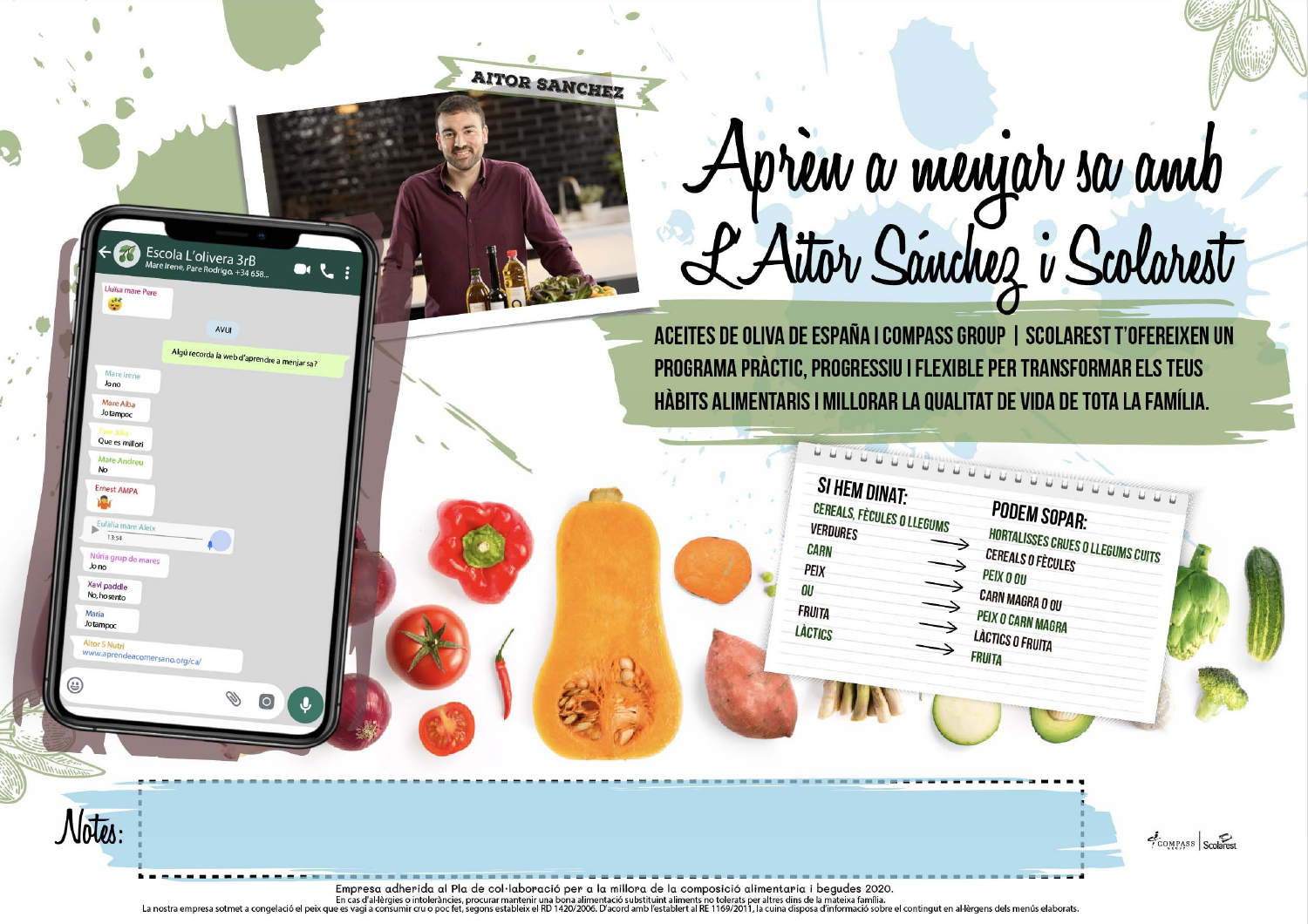AITOR SANCHEZ

# Aprèn a menjar sa amb L'Aitor Sánchez i Scolarest

ACEITES DE OLIVA DE ESPAÑA I COMPASS GROUP | SCOLAREST T'OFEREIXEN UN PROGRAMA PRÀCTIC, PROGRESSIU I FLEXIBLE PER TRANSFORMAR ELS TEUS HÀBITS ALIMENTARIS I MILLORAR LA QUALITAT DE VIDA DE TOTA LA FAMÍLIA.

Escola L'olivera 3rB
Mare Irene, Pare Rodrigo, +34 658...

Lluïsa mare Pere

AVUI

Algú recorda la web d'aprendre a menjar sa?

Mare Irene
Jo no

Mare Alba
Jo tampoc

Pare Júlia
Que es millori

Mare Andreu
No

Ernest AMPA

Eulàlia mare Aleix
13:54

Núria grup de mares
Jo no

Xavi paddle
No, ho sento

Maria
Jo tampoc

Aitor S Nutri
www.aprendeacomersano.org/ca/

| SI HEM DINAT: | | PODEM SOPAR: |
|---|---|---|
| CEREALS, FÈCULES O LLEGUMS | → | HORTALISSES CRUES O LLEGUMS CUITS |
| VERDURES | → | CEREALS O FÈCULES |
| CARN | → | PEIX O OU |
| PEIX | → | CARN MAGRA O OU |
| OU | → | PEIX O CARN MAGRA |
| FRUITA | → | LÀCTICS O FRUITA |
| LÀCTICS | → | FRUITA |

Notes:

COMPASS | Scolarest

Empresa adherida al Pla de col·laboració per a la millora de la composició alimentaria i begudes 2020.
En cas d'al·lèrgies o intoleràncies, procurar mantenir una bona alimentació substituint aliments no tolerats per altres dins de la mateixa família.
La nostra empresa sotmet a congelació el peix que es vagi a consumir cru o poc fet, segons estableix el RD 1420/2006. D'acord amb l'establert al RE 1169/2011, la cuina disposa d'informació sobre el contingut en al·lèrgens dels menús elaborats.